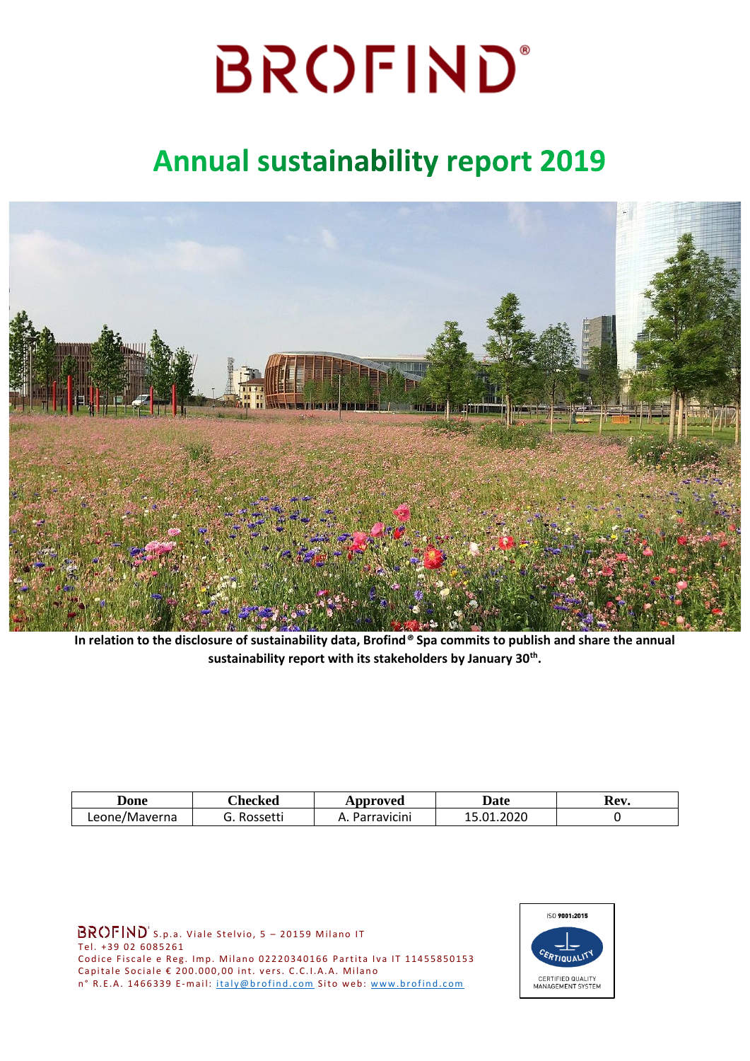# BROFIND®

## Annual sustainability report 2019

**In relation to the disclosure of sustainability data, Brofind® Spa commits to publish and share the annual sustainability report with its stakeholders by January 30th.**

| Done | Checked | Approved | Date | Rev. |
|---|---|---|---|---|
| Leone/Maverna | G. Rossetti | A. Parravicini | 15.01.2020 | 0 |

BROFIND® S.p.a. Viale Stelvio, 5 – 20159 Milano IT
Tel. +39 02 6085261
Codice Fiscale e Reg. Imp. Milano 02220340166 Partita Iva IT 11455850153
Capitale Sociale € 200.000,00 int. vers. C.C.I.A.A. Milano
n° R.E.A. 1466339 E-mail: italy@brofind.com Sito web: www.brofind.com

ISO 9001:2015
CERTIQUALITY
CERTIFIED QUALITY MANAGEMENT SYSTEM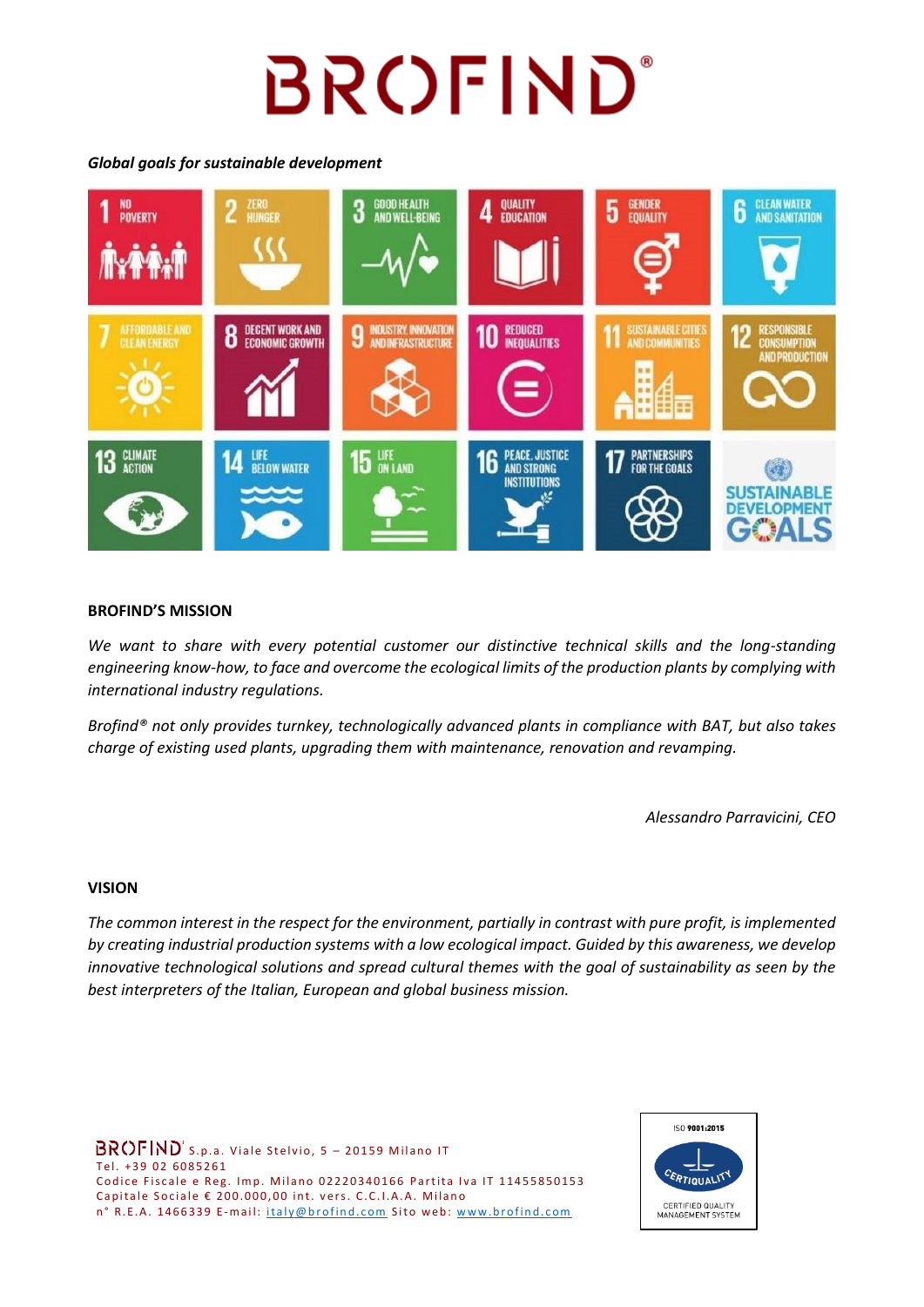# BROFIND®

*Global goals for sustainable development*

1 NO POVERTY
2 ZERO HUNGER
3 GOOD HEALTH AND WELL-BEING
4 QUALITY EDUCATION
5 GENDER EQUALITY
6 CLEAN WATER AND SANITATION
7 AFFORDABLE AND CLEAN ENERGY
8 DECENT WORK AND ECONOMIC GROWTH
9 INDUSTRY, INNOVATION AND INFRASTRUCTURE
10 REDUCED INEQUALITIES
11 SUSTAINABLE CITIES AND COMMUNITIES
12 RESPONSIBLE CONSUMPTION AND PRODUCTION
13 CLIMATE ACTION
14 LIFE BELOW WATER
15 LIFE ON LAND
16 PEACE, JUSTICE AND STRONG INSTITUTIONS
17 PARTNERSHIPS FOR THE GOALS

SUSTAINABLE DEVELOPMENT GOALS

**BROFIND'S MISSION**

*We want to share with every potential customer our distinctive technical skills and the long-standing engineering know-how, to face and overcome the ecological limits of the production plants by complying with international industry regulations.*

*Brofind® not only provides turnkey, technologically advanced plants in compliance with BAT, but also takes charge of existing used plants, upgrading them with maintenance, renovation and revamping.*

*Alessandro Parravicini, CEO*

**VISION**

*The common interest in the respect for the environment, partially in contrast with pure profit, is implemented by creating industrial production systems with a low ecological impact. Guided by this awareness, we develop innovative technological solutions and spread cultural themes with the goal of sustainability as seen by the best interpreters of the Italian, European and global business mission.*

BROFIND® S.p.a. Viale Stelvio, 5 – 20159 Milano IT
Tel. +39 02 6085261
Codice Fiscale e Reg. Imp. Milano 02220340166 Partita Iva IT 11455850153
Capitale Sociale € 200.000,00 int. vers. C.C.I.A.A. Milano
n° R.E.A. 1466339 E-mail: italy@brofind.com Sito web: www.brofind.com

ISO 9001:2015
CERTIQUALITY
CERTIFIED QUALITY MANAGEMENT SYSTEM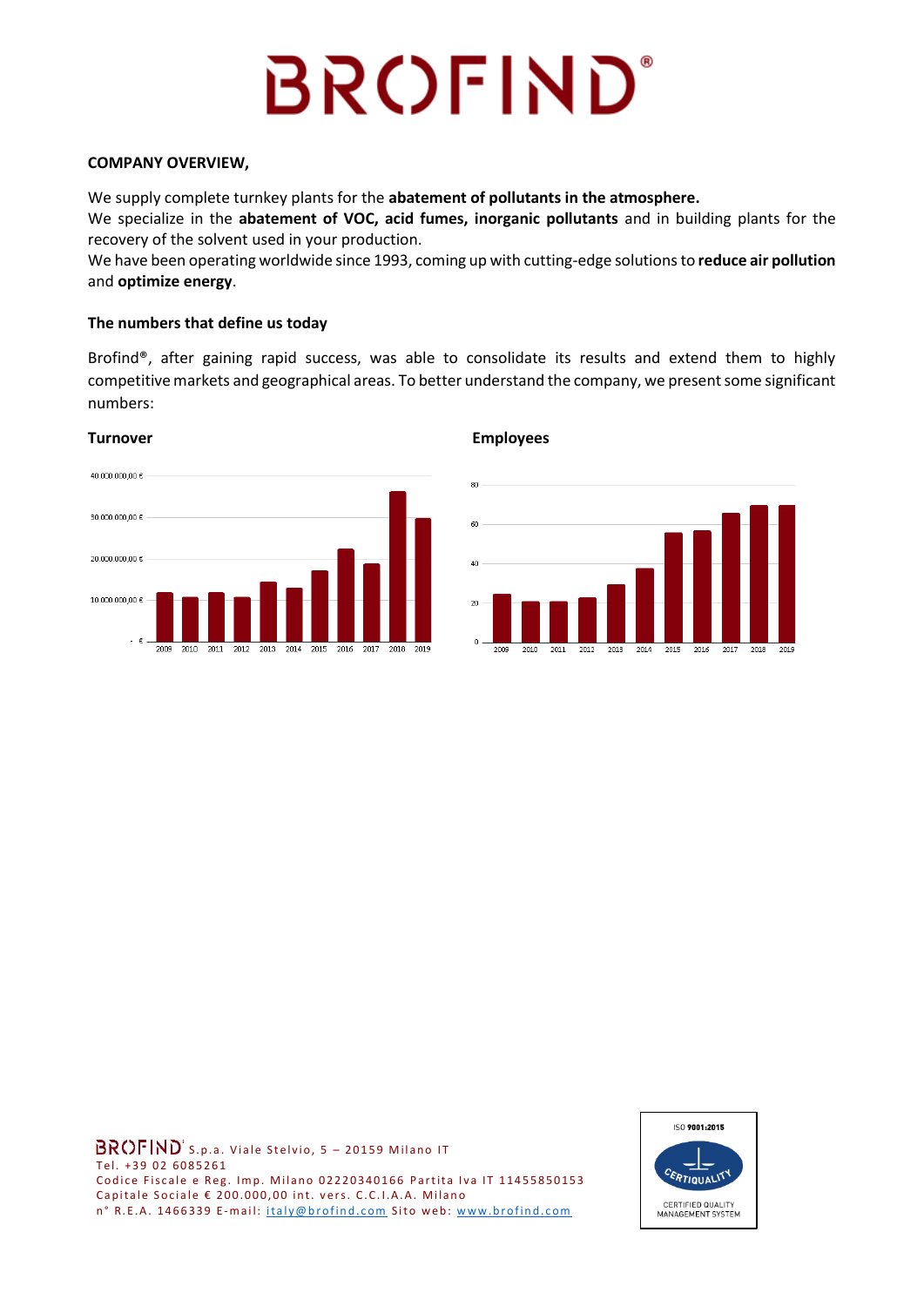# BROFIND®

**COMPANY OVERVIEW,**

We supply complete turnkey plants for the **abatement of pollutants in the atmosphere.**
We specialize in the **abatement of VOC, acid fumes, inorganic pollutants** and in building plants for the recovery of the solvent used in your production.
We have been operating worldwide since 1993, coming up with cutting-edge solutions to **reduce air pollution** and **optimize energy**.

**The numbers that define us today**

Brofind®, after gaining rapid success, was able to consolidate its results and extend them to highly competitive markets and geographical areas. To better understand the company, we present some significant numbers:

**Turnover**

**Employees**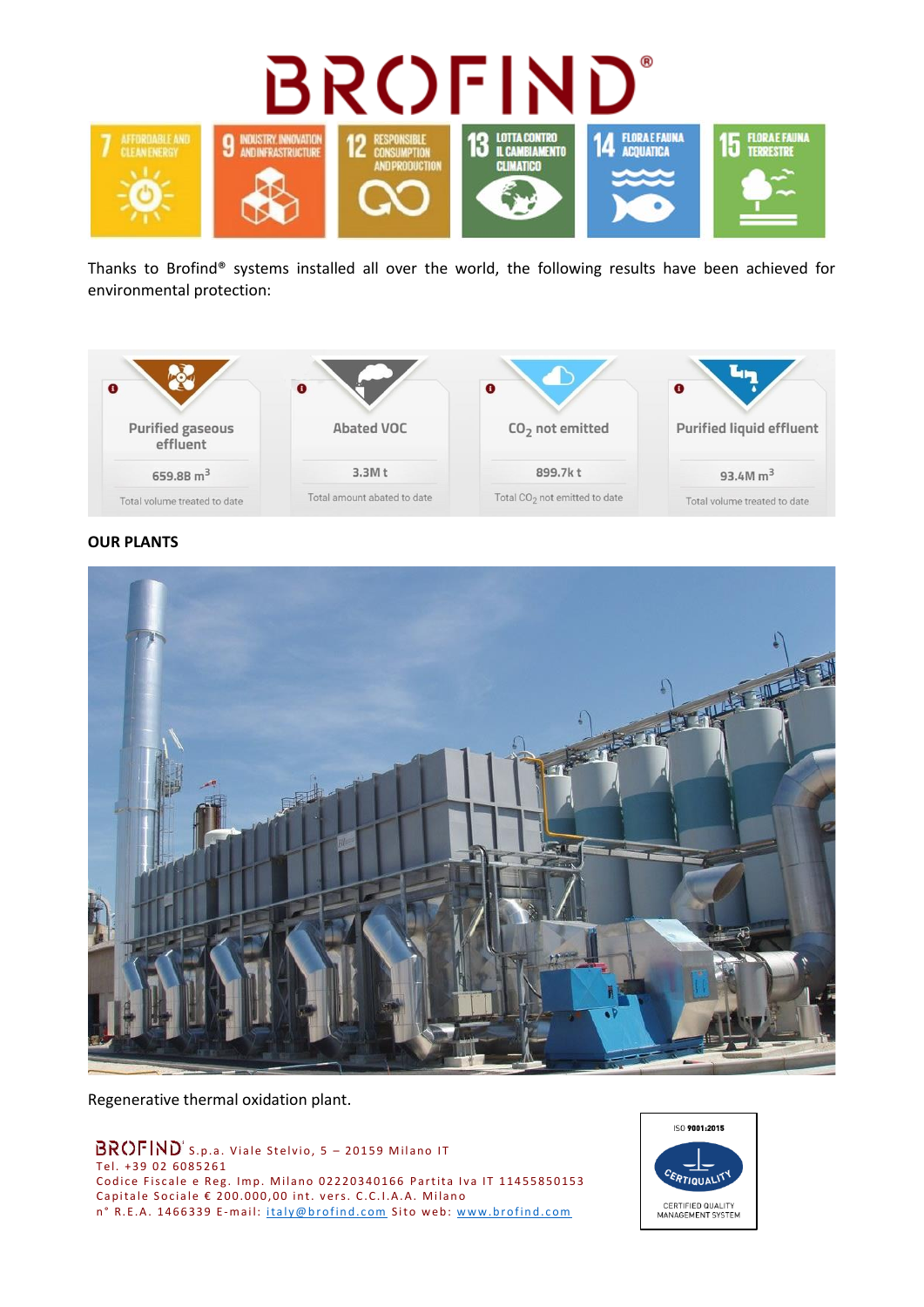# BROFIND®

Thanks to Brofind® systems installed all over the world, the following results have been achieved for environmental protection:

| Purified gaseous effluent | Abated VOC | $CO_2$ not emitted | Purified liquid effluent |
|---|---|---|---|
| 659.8B $m^3$ | 3.3M t | 899.7k t | 93.4M $m^3$ |
| Total volume treated to date | Total amount abated to date | Total $CO_2$ not emitted to date | Total volume treated to date |

**OUR PLANTS**

Regenerative thermal oxidation plant.

BROFIND S.p.a. Viale Stelvio, 5 – 20159 Milano IT
Tel. +39 02 6085261
Codice Fiscale e Reg. Imp. Milano 02220340166 Partita Iva IT 11455850153
Capitale Sociale € 200.000,00 int. vers. C.C.I.A.A. Milano
n° R.E.A. 1466339 E-mail: italy@brofind.com Sito web: www.brofind.com

ISO 9001:2015
CERTIQUALITY
CERTIFIED QUALITY MANAGEMENT SYSTEM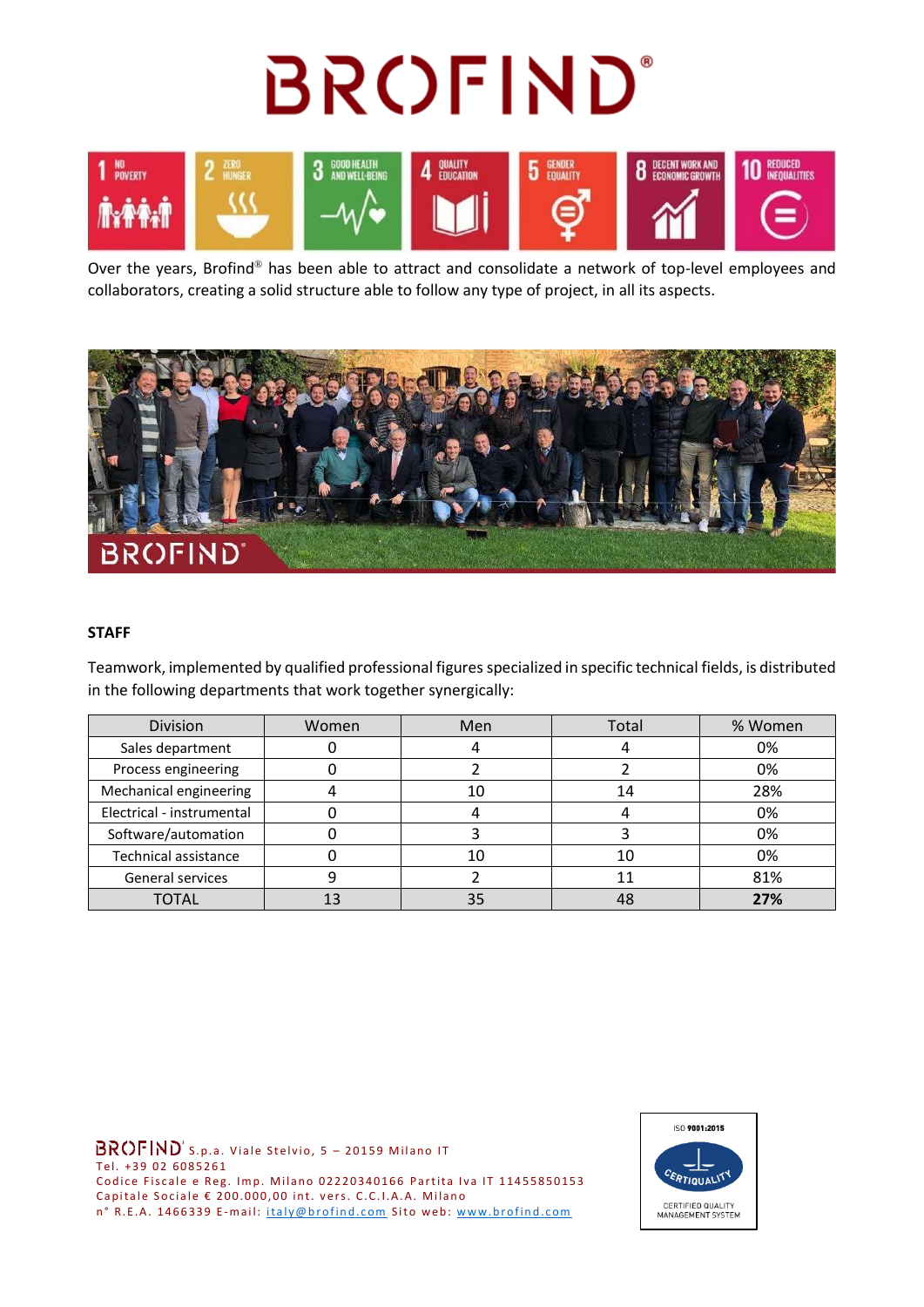Over the years, Brofind® has been able to attract and consolidate a network of top-level employees and collaborators, creating a solid structure able to follow any type of project, in all its aspects.

**STAFF**

Teamwork, implemented by qualified professional figures specialized in specific technical fields, is distributed in the following departments that work together synergically:

| Division | Women | Men | Total | % Women |
|---|---|---|---|---|
| Sales department | 0 | 4 | 4 | 0% |
| Process engineering | 0 | 2 | 2 | 0% |
| Mechanical engineering | 4 | 10 | 14 | 28% |
| Electrical - instrumental | 0 | 4 | 4 | 0% |
| Software/automation | 0 | 3 | 3 | 0% |
| Technical assistance | 0 | 10 | 10 | 0% |
| General services | 9 | 2 | 11 | 81% |
| TOTAL | 13 | 35 | 48 | **27%** |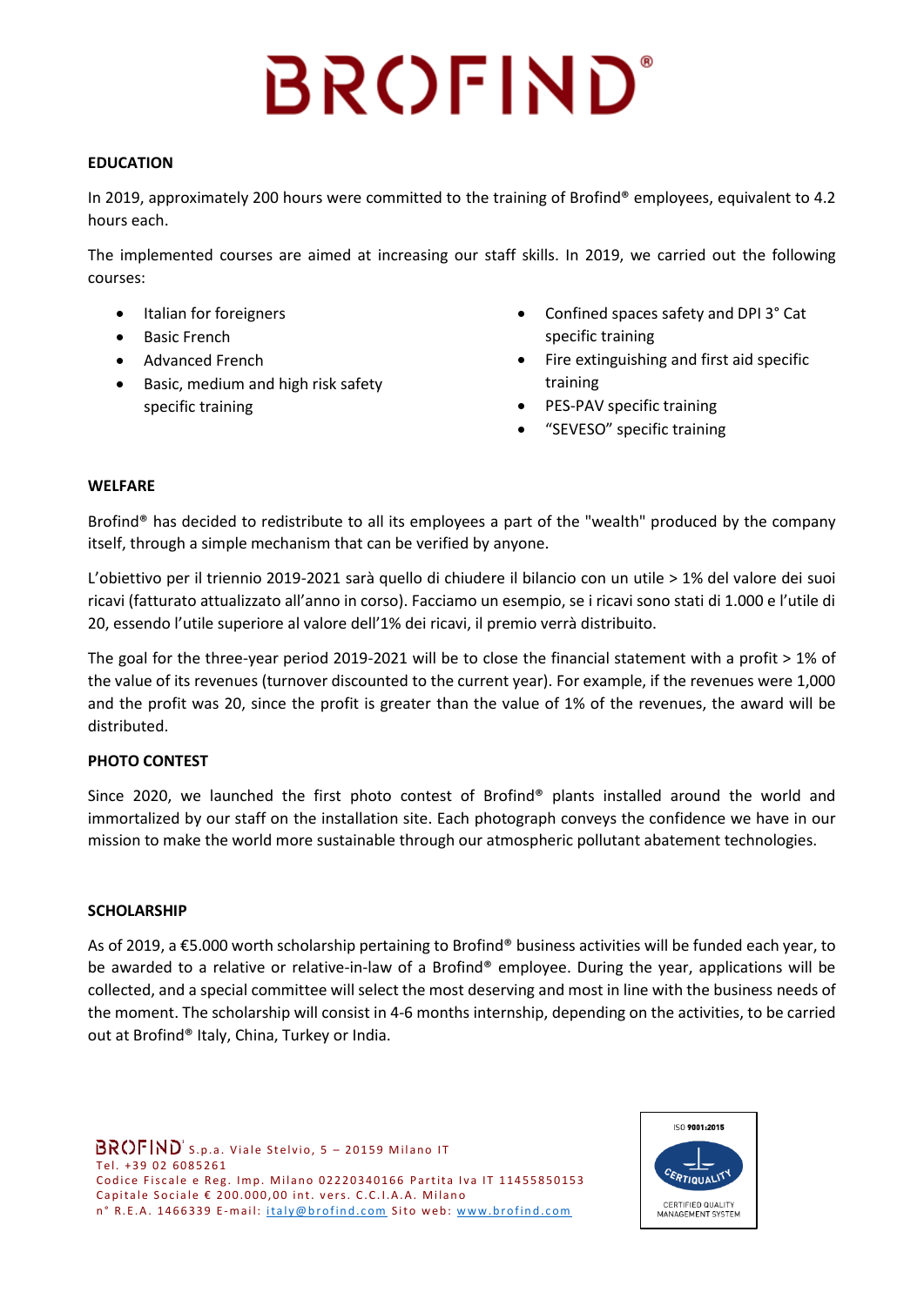### EDUCATION

In 2019, approximately 200 hours were committed to the training of Brofind® employees, equivalent to 4.2 hours each.

The implemented courses are aimed at increasing our staff skills. In 2019, we carried out the following courses:

- Italian for foreigners
- Basic French
- Advanced French
- Basic, medium and high risk safety specific training
- Confined spaces safety and DPI 3° Cat specific training
- Fire extinguishing and first aid specific training
- PES-PAV specific training
- "SEVESO" specific training

### WELFARE

Brofind® has decided to redistribute to all its employees a part of the "wealth" produced by the company itself, through a simple mechanism that can be verified by anyone.

L'obiettivo per il triennio 2019-2021 sarà quello di chiudere il bilancio con un utile > 1% del valore dei suoi ricavi (fatturato attualizzato all'anno in corso). Facciamo un esempio, se i ricavi sono stati di 1.000 e l'utile di 20, essendo l'utile superiore al valore dell'1% dei ricavi, il premio verrà distribuito.

The goal for the three-year period 2019-2021 will be to close the financial statement with a profit > 1% of the value of its revenues (turnover discounted to the current year). For example, if the revenues were 1,000 and the profit was 20, since the profit is greater than the value of 1% of the revenues, the award will be distributed.

### PHOTO CONTEST

Since 2020, we launched the first photo contest of Brofind® plants installed around the world and immortalized by our staff on the installation site. Each photograph conveys the confidence we have in our mission to make the world more sustainable through our atmospheric pollutant abatement technologies.

### SCHOLARSHIP

As of 2019, a €5.000 worth scholarship pertaining to Brofind® business activities will be funded each year, to be awarded to a relative or relative-in-law of a Brofind® employee. During the year, applications will be collected, and a special committee will select the most deserving and most in line with the business needs of the moment. The scholarship will consist in 4-6 months internship, depending on the activities, to be carried out at Brofind® Italy, China, Turkey or India.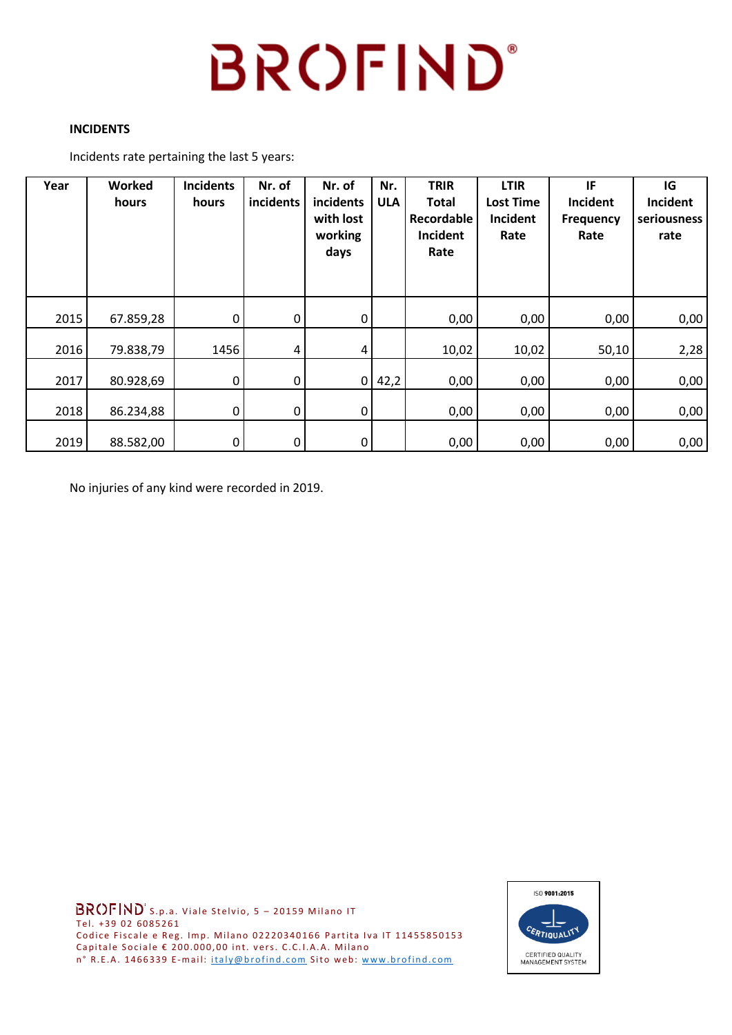**INCIDENTS**

Incidents rate pertaining the last 5 years:

| Year | Worked hours | Incidents hours | Nr. of incidents | Nr. of incidents with lost working days | Nr. ULA | TRIR Total Recordable Incident Rate | LTIR Lost Time Incident Rate | IF Incident Frequency Rate | IG Incident seriousness rate |
|---|---|---|---|---|---|---|---|---|---|
| 2015 | 67.859,28 | 0 | 0 | 0 | | 0,00 | 0,00 | 0,00 | 0,00 |
| 2016 | 79.838,79 | 1456 | 4 | 4 | | 10,02 | 10,02 | 50,10 | 2,28 |
| 2017 | 80.928,69 | 0 | 0 | 0 | 42,2 | 0,00 | 0,00 | 0,00 | 0,00 |
| 2018 | 86.234,88 | 0 | 0 | 0 | | 0,00 | 0,00 | 0,00 | 0,00 |
| 2019 | 88.582,00 | 0 | 0 | 0 | | 0,00 | 0,00 | 0,00 | 0,00 |

No injuries of any kind were recorded in 2019.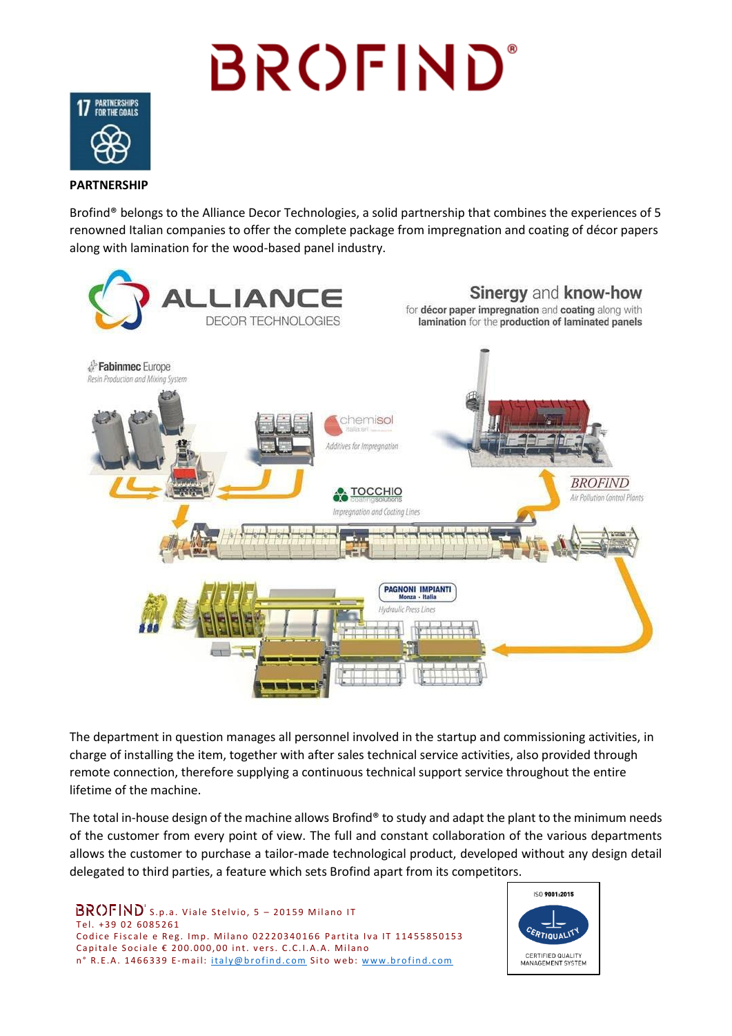# BROFIND®

17 PARTNERSHIPS FOR THE GOALS

**PARTNERSHIP**

Brofind® belongs to the Alliance Decor Technologies, a solid partnership that combines the experiences of 5 renowned Italian companies to offer the complete package from impregnation and coating of décor papers along with lamination for the wood-based panel industry.

ALLIANCE DECOR TECHNOLOGIES

Sinergy and know-how for **décor paper impregnation** and **coating** along with **lamination** for the **production of laminated panels**

Fabinmec Europe
Resin Production and Mixing System

chemisol
Additives for Impregnation

TOCCHIO coatingsolutions
Impregnation and Coating Lines

BROFIND
Air Pollution Control Plants

PAGNONI IMPIANTI Monza - Italia
Hydraulic Press Lines

The department in question manages all personnel involved in the startup and commissioning activities, in charge of installing the item, together with after sales technical service activities, also provided through remote connection, therefore supplying a continuous technical support service throughout the entire lifetime of the machine.

The total in-house design of the machine allows Brofind® to study and adapt the plant to the minimum needs of the customer from every point of view. The full and constant collaboration of the various departments allows the customer to purchase a tailor-made technological product, developed without any design detail delegated to third parties, a feature which sets Brofind apart from its competitors.

BROFIND® S.p.a. Viale Stelvio, 5 – 20159 Milano IT
Tel. +39 02 6085261
Codice Fiscale e Reg. Imp. Milano 02220340166 Partita Iva IT 11455850153
Capitale Sociale € 200.000,00 int. vers. C.C.I.A.A. Milano
n° R.E.A. 1466339 E-mail: italy@brofind.com Sito web: www.brofind.com

ISO 9001:2015
CERTIQUALITY
CERTIFIED QUALITY MANAGEMENT SYSTEM